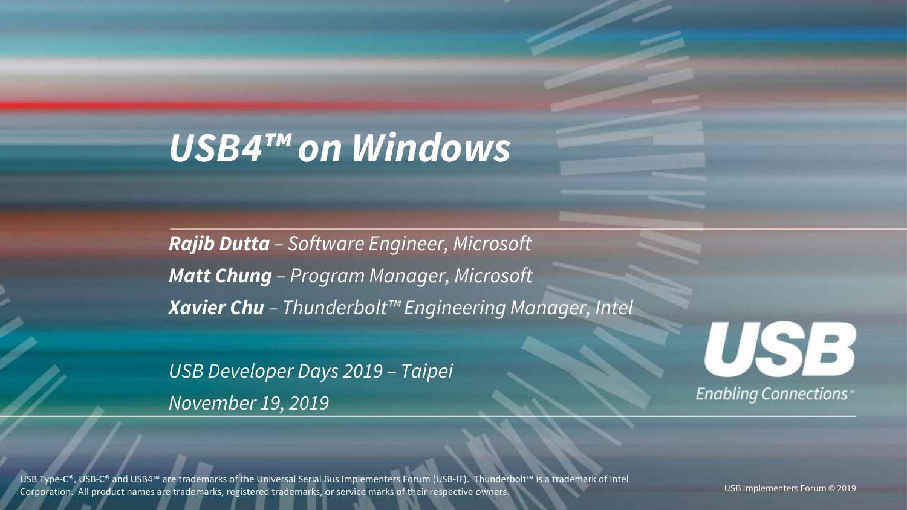# USB4™ on Windows

***Rajib Dutta*** *– Software Engineer, Microsoft*

***Matt Chung*** *– Program Manager, Microsoft*

***Xavier Chu*** *– Thunderbolt™ Engineering Manager, Intel*

*USB Developer Days 2019 – Taipei*

*November 19, 2019*

USB

*Enabling Connections™*

USB Type-C®, USB-C® and USB4™ are trademarks of the Universal Serial Bus Implementers Forum (USB-IF). Thunderbolt™ is a trademark of Intel Corporation. All product names are trademarks, registered trademarks, or service marks of their respective owners.

USB Implementers Forum © 2019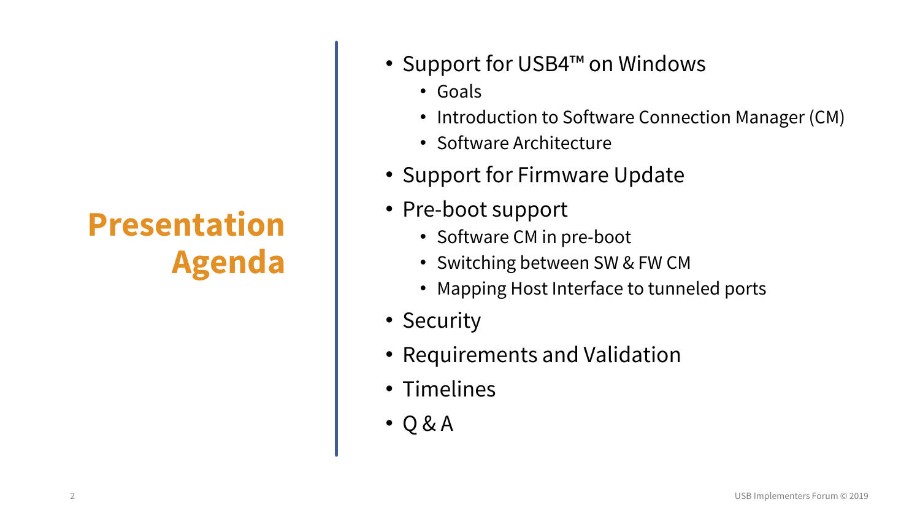# Presentation Agenda

- Support for USB4™ on Windows
  - Goals
  - Introduction to Software Connection Manager (CM)
  - Software Architecture
- Support for Firmware Update
- Pre-boot support
  - Software CM in pre-boot
  - Switching between SW & FW CM
  - Mapping Host Interface to tunneled ports
- Security
- Requirements and Validation
- Timelines
- Q & A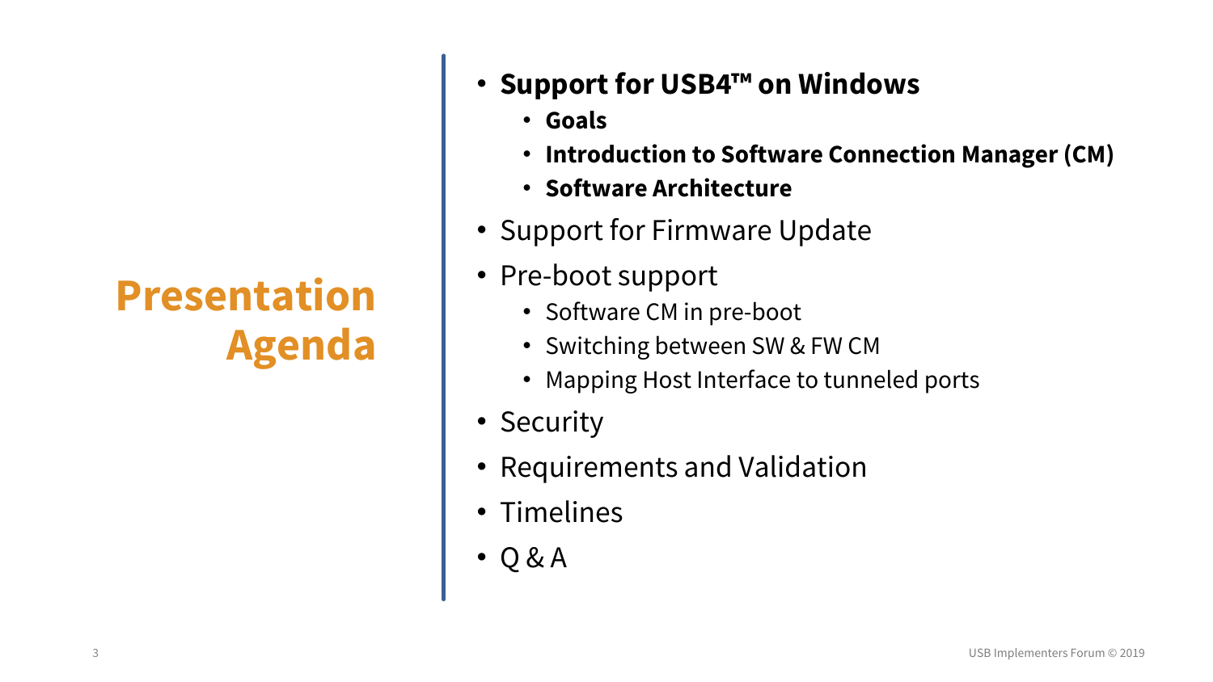# Presentation Agenda

- **Support for USB4™ on Windows**
  - **Goals**
  - **Introduction to Software Connection Manager (CM)**
  - **Software Architecture**
- Support for Firmware Update
- Pre-boot support
  - Software CM in pre-boot
  - Switching between SW & FW CM
  - Mapping Host Interface to tunneled ports
- Security
- Requirements and Validation
- Timelines
- Q & A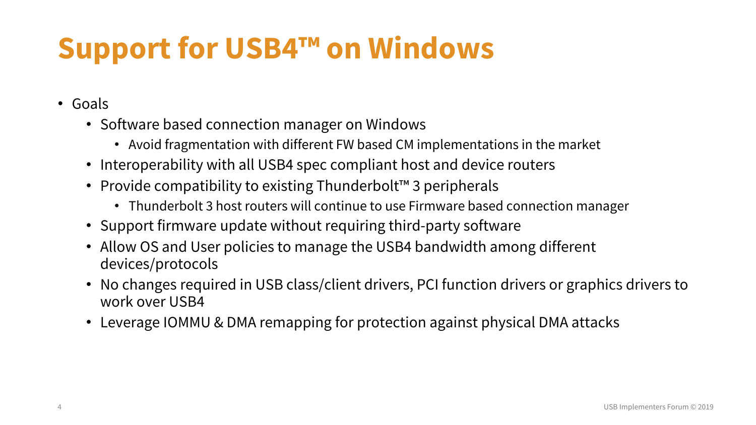# Support for USB4™ on Windows

- Goals
  - Software based connection manager on Windows
    - Avoid fragmentation with different FW based CM implementations in the market
  - Interoperability with all USB4 spec compliant host and device routers
  - Provide compatibility to existing Thunderbolt™ 3 peripherals
    - Thunderbolt 3 host routers will continue to use Firmware based connection manager
  - Support firmware update without requiring third-party software
  - Allow OS and User policies to manage the USB4 bandwidth among different devices/protocols
  - No changes required in USB class/client drivers, PCI function drivers or graphics drivers to work over USB4
  - Leverage IOMMU & DMA remapping for protection against physical DMA attacks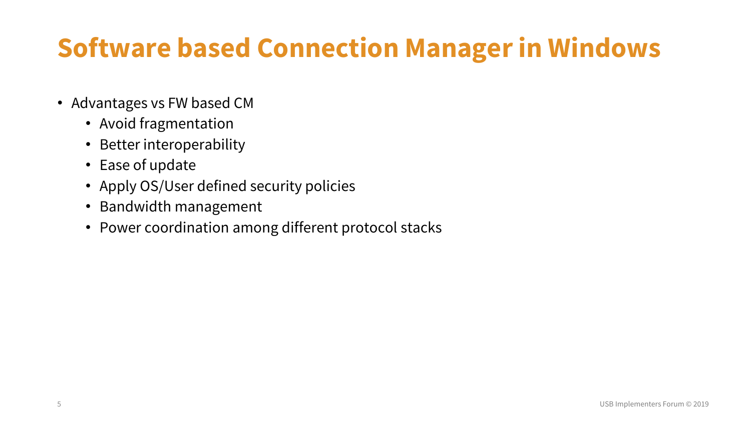# Software based Connection Manager in Windows

- Advantages vs FW based CM
  - Avoid fragmentation
  - Better interoperability
  - Ease of update
  - Apply OS/User defined security policies
  - Bandwidth management
  - Power coordination among different protocol stacks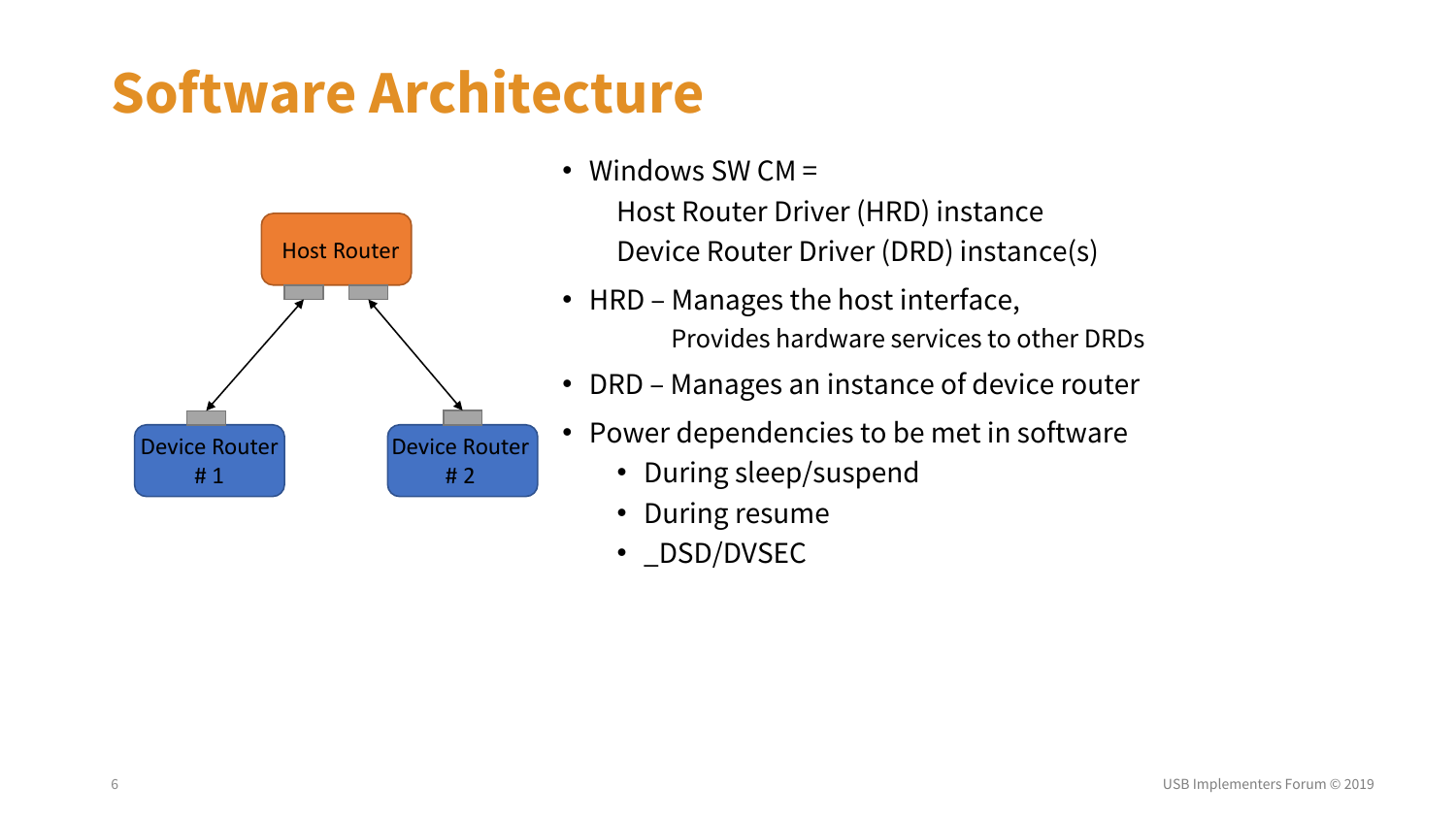# Software Architecture

Host Router

Device Router # 1

Device Router # 2

- Windows SW CM =
  - Host Router Driver (HRD) instance
  - Device Router Driver (DRD) instance(s)
- HRD – Manages the host interface,
  - Provides hardware services to other DRDs
- DRD – Manages an instance of device router
- Power dependencies to be met in software
  - During sleep/suspend
  - During resume
  - _DSD/DVSEC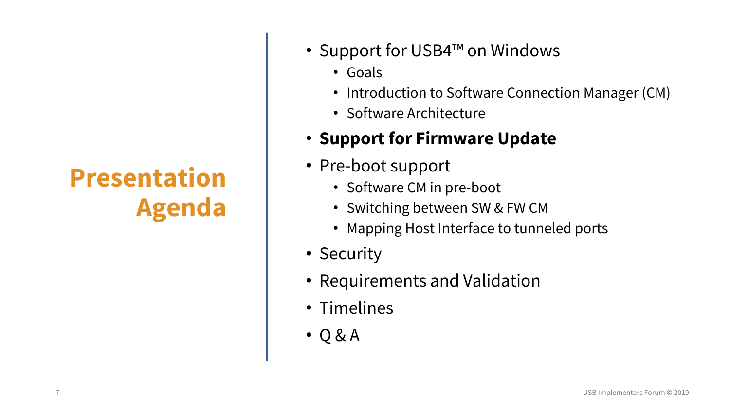# Presentation Agenda

- Support for USB4™ on Windows
  - Goals
  - Introduction to Software Connection Manager (CM)
  - Software Architecture
- **Support for Firmware Update**
- Pre-boot support
  - Software CM in pre-boot
  - Switching between SW & FW CM
  - Mapping Host Interface to tunneled ports
- Security
- Requirements and Validation
- Timelines
- Q & A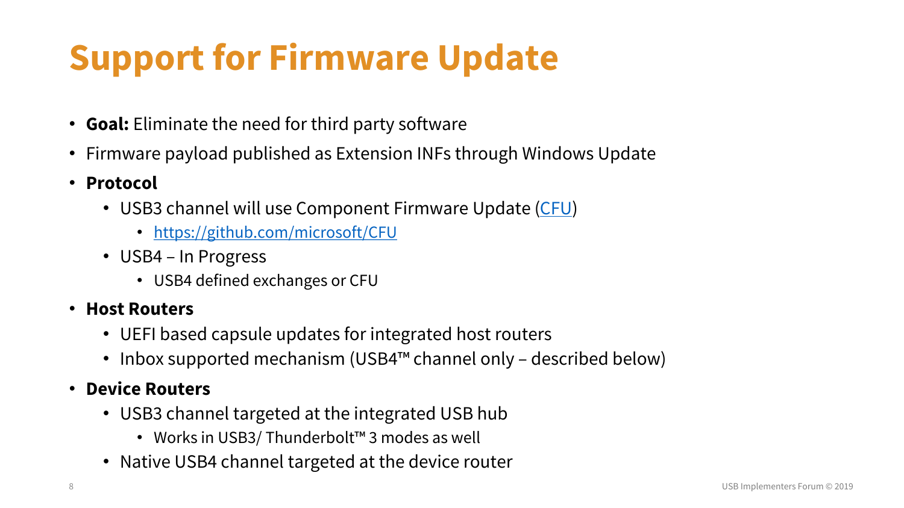# Support for Firmware Update

- **Goal:** Eliminate the need for third party software
- Firmware payload published as Extension INFs through Windows Update
- **Protocol**
  - USB3 channel will use Component Firmware Update ([CFU](https://github.com/microsoft/CFU))
    - [https://github.com/microsoft/CFU](https://github.com/microsoft/CFU)
  - USB4 – In Progress
    - USB4 defined exchanges or CFU
- **Host Routers**
  - UEFI based capsule updates for integrated host routers
  - Inbox supported mechanism (USB4™ channel only – described below)
- **Device Routers**
  - USB3 channel targeted at the integrated USB hub
    - Works in USB3/ Thunderbolt™ 3 modes as well
  - Native USB4 channel targeted at the device router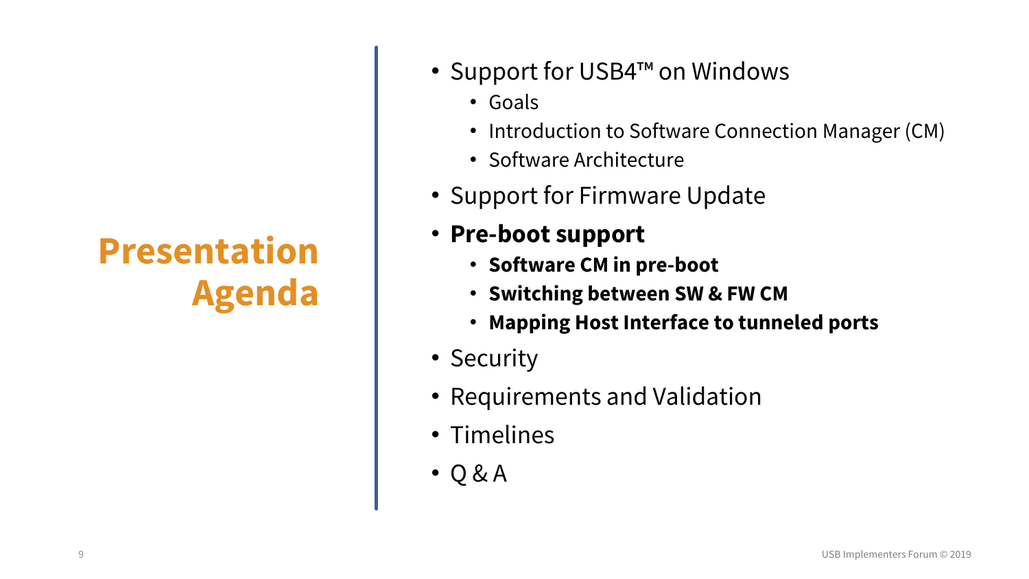# Presentation Agenda

- Support for USB4™ on Windows
  - Goals
  - Introduction to Software Connection Manager (CM)
  - Software Architecture
- Support for Firmware Update
- **Pre-boot support**
  - **Software CM in pre-boot**
  - **Switching between SW & FW CM**
  - **Mapping Host Interface to tunneled ports**
- Security
- Requirements and Validation
- Timelines
- Q & A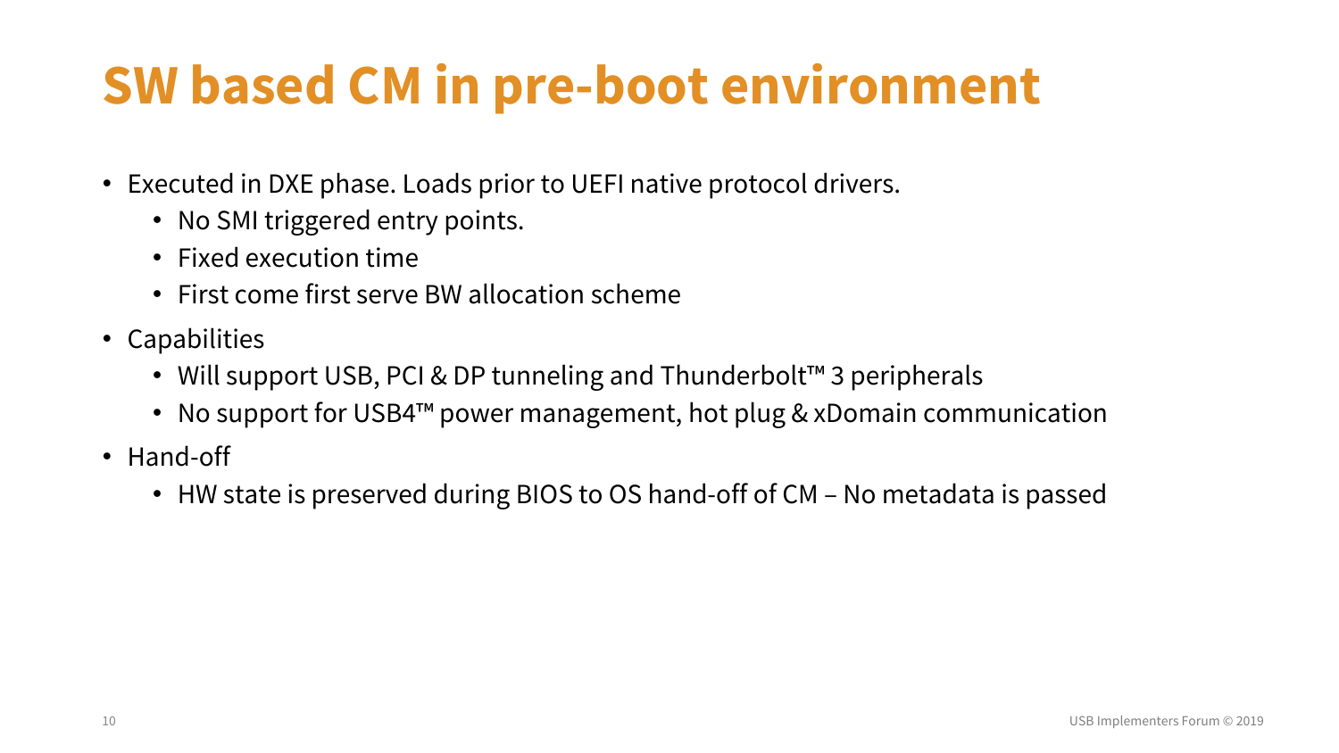# SW based CM in pre-boot environment

- Executed in DXE phase. Loads prior to UEFI native protocol drivers.
  - No SMI triggered entry points.
  - Fixed execution time
  - First come first serve BW allocation scheme
- Capabilities
  - Will support USB, PCI & DP tunneling and Thunderbolt™ 3 peripherals
  - No support for USB4™ power management, hot plug & xDomain communication
- Hand-off
  - HW state is preserved during BIOS to OS hand-off of CM – No metadata is passed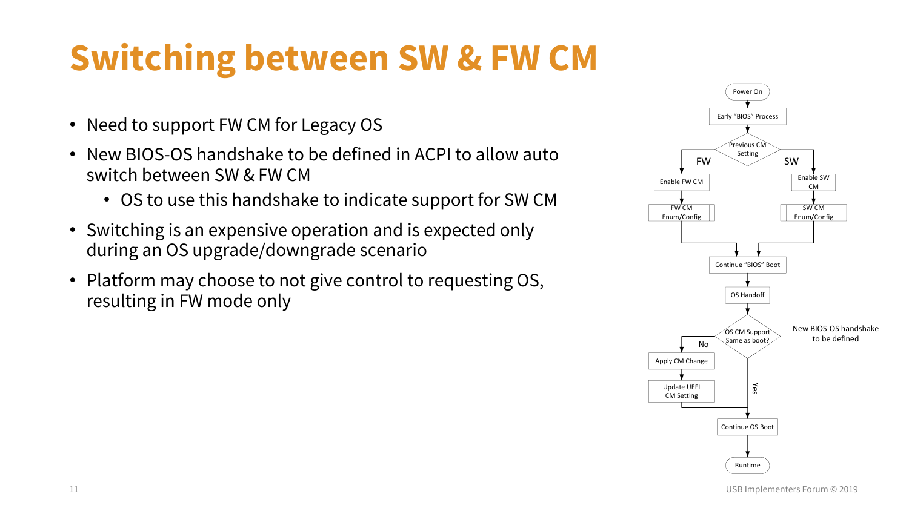# Switching between SW & FW CM

- Need to support FW CM for Legacy OS
- New BIOS-OS handshake to be defined in ACPI to allow auto switch between SW & FW CM
  - OS to use this handshake to indicate support for SW CM
- Switching is an expensive operation and is expected only during an OS upgrade/downgrade scenario
- Platform may choose to not give control to requesting OS, resulting in FW mode only

Power On

Early "BIOS" Process

Previous CM Setting

FW

SW

Enable FW CM

Enable SW CM

FW CM Enum/Config

SW CM Enum/Config

Continue "BIOS" Boot

OS Handoff

OS CM Support Same as boot?

New BIOS-OS handshake to be defined

No

Apply CM Change

Update UEFI CM Setting

Yes

Continue OS Boot

Runtime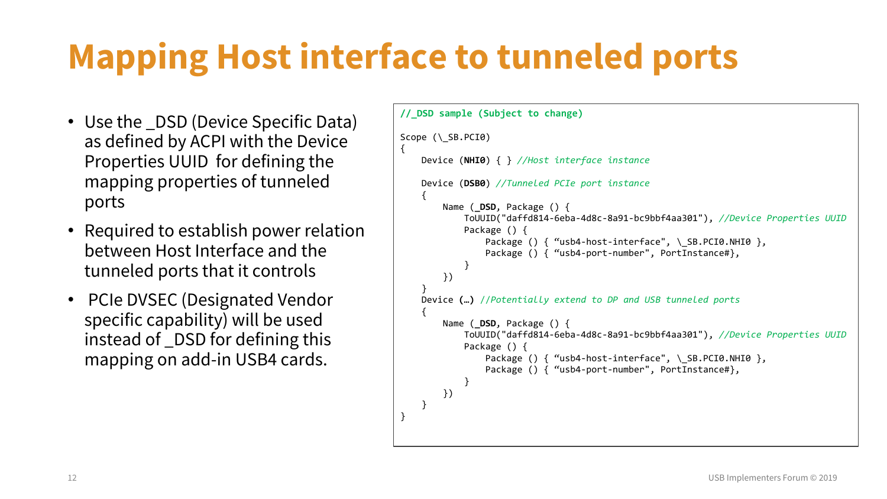# Mapping Host interface to tunneled ports

- Use the _DSD (Device Specific Data) as defined by ACPI with the Device Properties UUID for defining the mapping properties of tunneled ports
- Required to establish power relation between Host Interface and the tunneled ports that it controls
- PCIe DVSEC (Designated Vendor specific capability) will be used instead of _DSD for defining this mapping on add-in USB4 cards.

```
//_DSD sample (Subject to change)

Scope (\_SB.PCI0)
{
    Device (NHI0) { } //Host interface instance

    Device (DSB0) //Tunneled PCIe port instance
    {
        Name (_DSD, Package () {
            ToUUID("daffd814-6eba-4d8c-8a91-bc9bbf4aa301"), //Device Properties UUID
            Package () {
                Package () { "usb4-host-interface", \_SB.PCI0.NHI0 },
                Package () { "usb4-port-number", PortInstance#},
            }
        })
    }
    Device (…) //Potentially extend to DP and USB tunneled ports
    {
        Name (_DSD, Package () {
            ToUUID("daffd814-6eba-4d8c-8a91-bc9bbf4aa301"), //Device Properties UUID
            Package () {
                Package () { "usb4-host-interface", \_SB.PCI0.NHI0 },
                Package () { "usb4-port-number", PortInstance#},
            }
        })
    }
}
```

USB Implementers Forum © 2019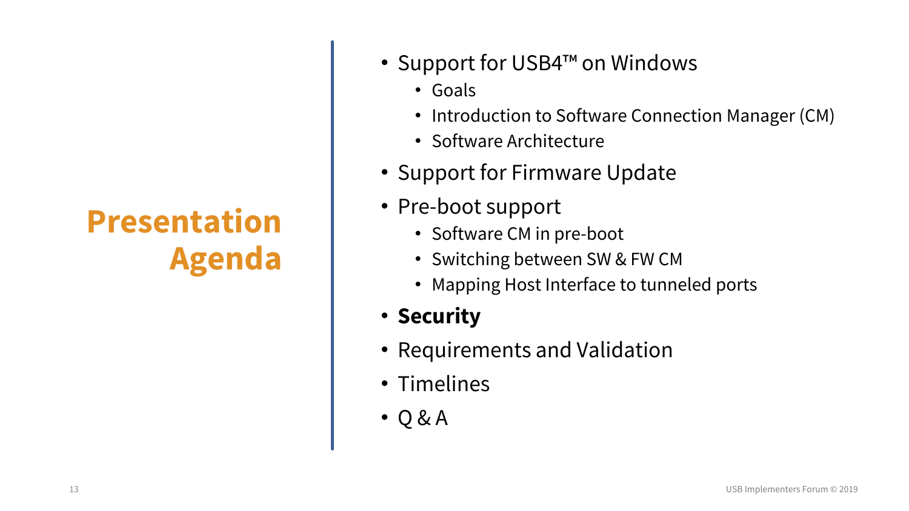# Presentation Agenda

- Support for USB4™ on Windows
  - Goals
  - Introduction to Software Connection Manager (CM)
  - Software Architecture
- Support for Firmware Update
- Pre-boot support
  - Software CM in pre-boot
  - Switching between SW & FW CM
  - Mapping Host Interface to tunneled ports
- **Security**
- Requirements and Validation
- Timelines
- Q & A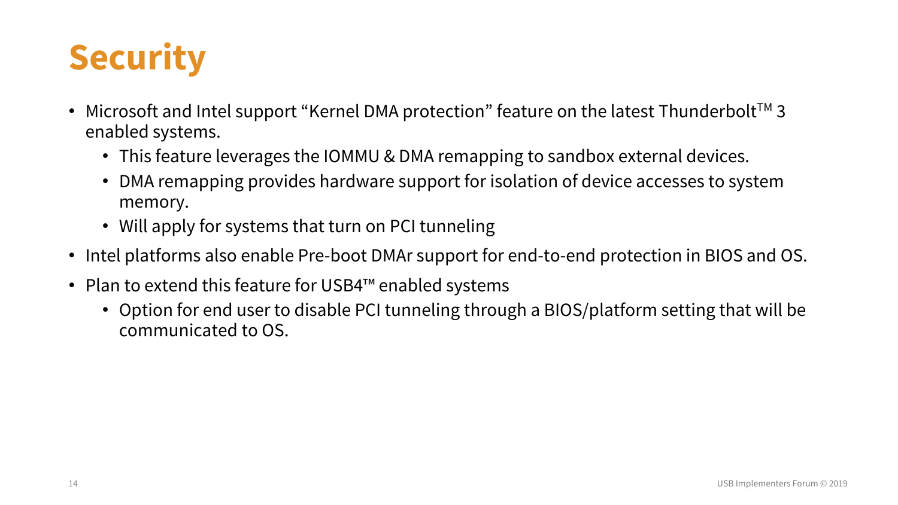# Security

- Microsoft and Intel support "Kernel DMA protection" feature on the latest Thunderbolt™ 3 enabled systems.
  - This feature leverages the IOMMU & DMA remapping to sandbox external devices.
  - DMA remapping provides hardware support for isolation of device accesses to system memory.
  - Will apply for systems that turn on PCI tunneling
- Intel platforms also enable Pre-boot DMAr support for end-to-end protection in BIOS and OS.
- Plan to extend this feature for USB4™ enabled systems
  - Option for end user to disable PCI tunneling through a BIOS/platform setting that will be communicated to OS.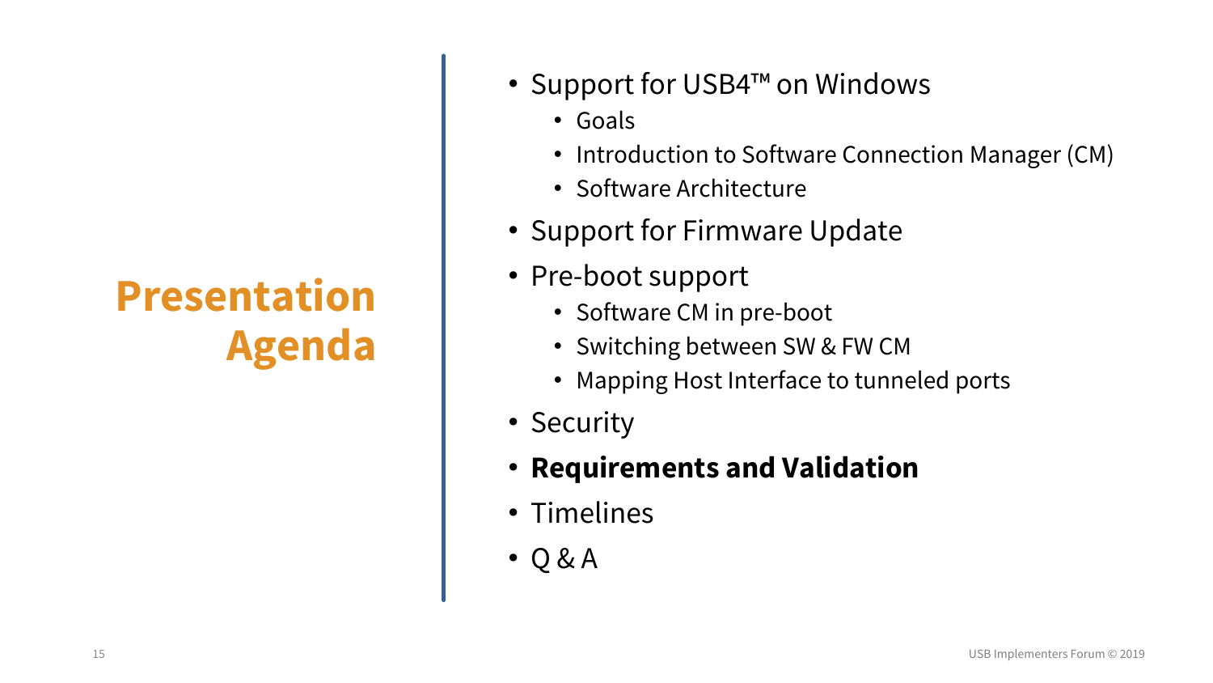# Presentation Agenda

- Support for USB4™ on Windows
  - Goals
  - Introduction to Software Connection Manager (CM)
  - Software Architecture
- Support for Firmware Update
- Pre-boot support
  - Software CM in pre-boot
  - Switching between SW & FW CM
  - Mapping Host Interface to tunneled ports
- Security
- **Requirements and Validation**
- Timelines
- Q & A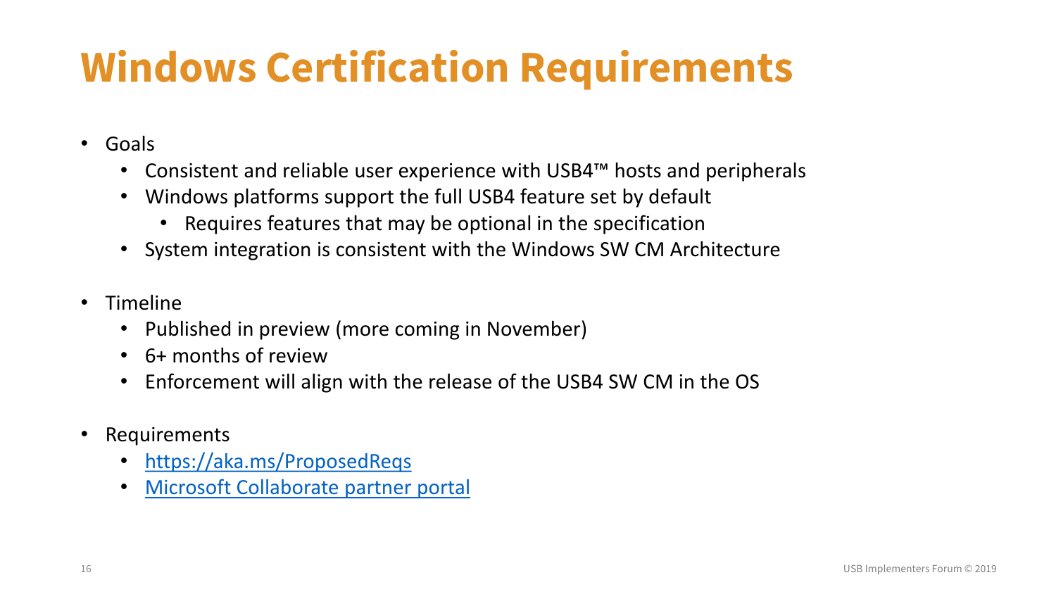# Windows Certification Requirements

- Goals
  - Consistent and reliable user experience with USB4™ hosts and peripherals
  - Windows platforms support the full USB4 feature set by default
    - Requires features that may be optional in the specification
  - System integration is consistent with the Windows SW CM Architecture
- Timeline
  - Published in preview (more coming in November)
  - 6+ months of review
  - Enforcement will align with the release of the USB4 SW CM in the OS
- Requirements
  - https://aka.ms/ProposedReqs
  - Microsoft Collaborate partner portal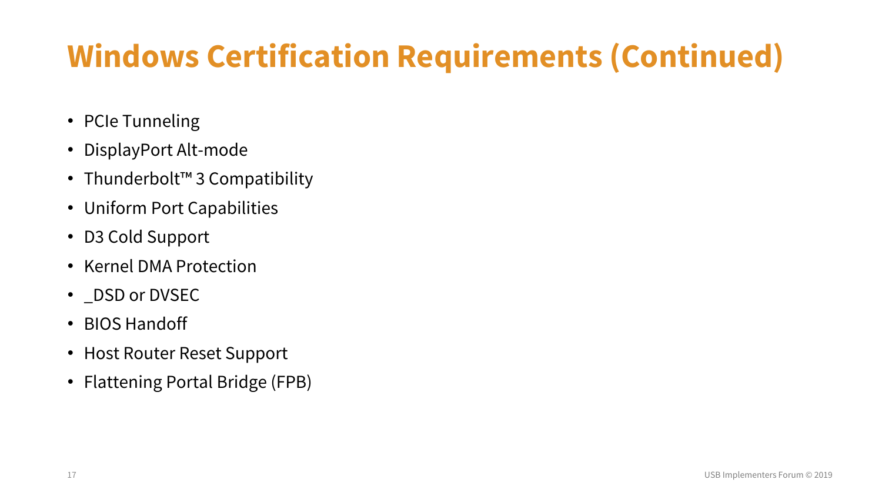# Windows Certification Requirements (Continued)

- PCIe Tunneling
- DisplayPort Alt-mode
- Thunderbolt™ 3 Compatibility
- Uniform Port Capabilities
- D3 Cold Support
- Kernel DMA Protection
- _DSD or DVSEC
- BIOS Handoff
- Host Router Reset Support
- Flattening Portal Bridge (FPB)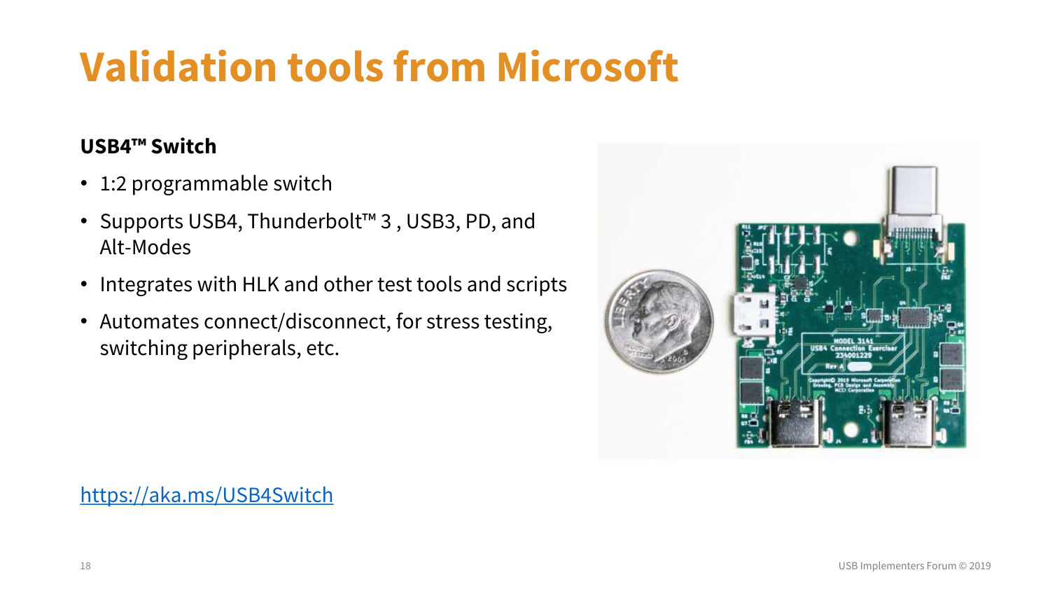# Validation tools from Microsoft

**USB4™ Switch**

- 1:2 programmable switch
- Supports USB4, Thunderbolt™ 3 , USB3, PD, and Alt-Modes
- Integrates with HLK and other test tools and scripts
- Automates connect/disconnect, for stress testing, switching peripherals, etc.

https://aka.ms/USB4Switch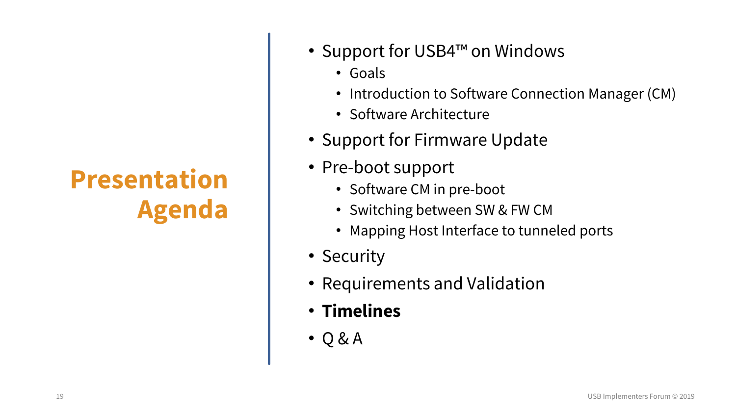# Presentation Agenda

- Support for USB4™ on Windows
  - Goals
  - Introduction to Software Connection Manager (CM)
  - Software Architecture
- Support for Firmware Update
- Pre-boot support
  - Software CM in pre-boot
  - Switching between SW & FW CM
  - Mapping Host Interface to tunneled ports
- Security
- Requirements and Validation
- **Timelines**
- Q & A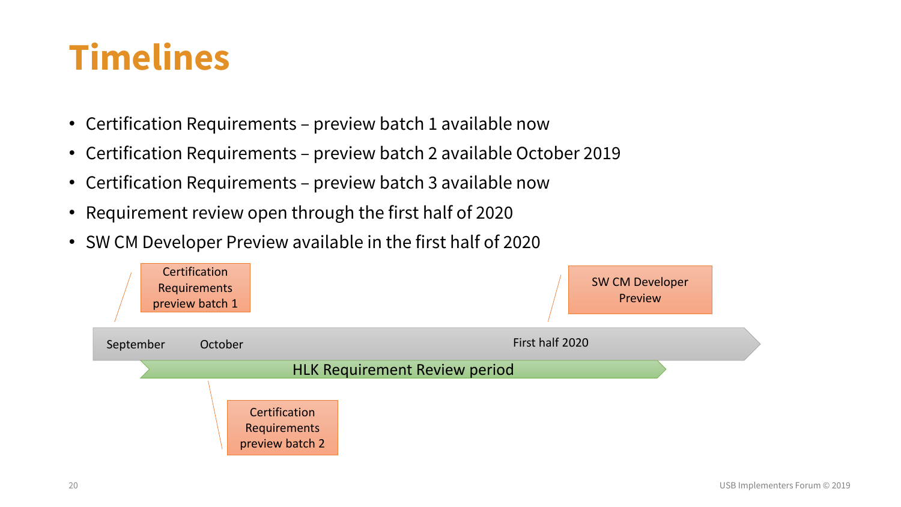# Timelines

- Certification Requirements – preview batch 1 available now
- Certification Requirements – preview batch 2 available October 2019
- Certification Requirements – preview batch 3 available now
- Requirement review open through the first half of 2020
- SW CM Developer Preview available in the first half of 2020

Certification Requirements preview batch 1

SW CM Developer Preview

September | October | First half 2020

HLK Requirement Review period

Certification Requirements preview batch 2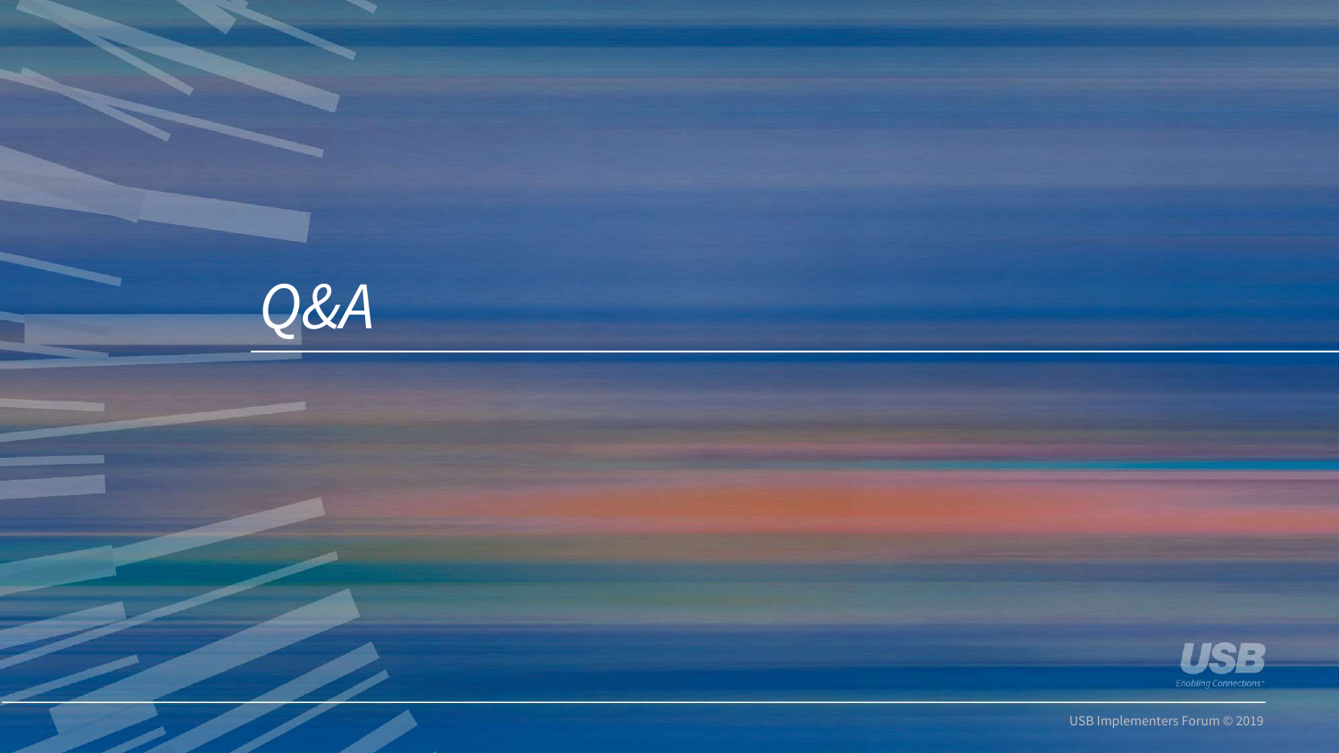# *Q&A*